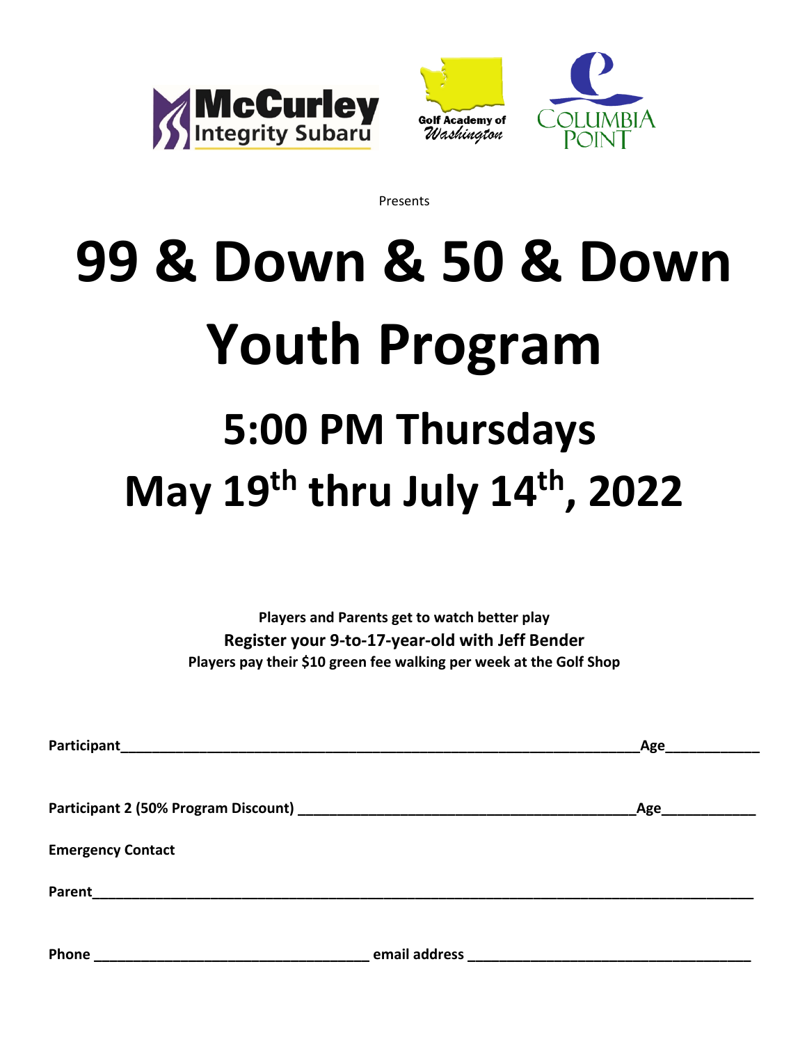McCurley Integrity Subaru

Golf Academy of Washington

Columbia Point

Presents

# 99 & Down & 50 & Down Youth Program

## 5:00 PM Thursdays

## May 19th thru July 14th, 2022

**Players and Parents get to watch better play**

**Register your 9-to-17-year-old with Jeff Bender**

**Players pay their $10 green fee walking per week at the Golf Shop**

**Participant**_______________________________________________________________**Age**__________

**Participant 2 (50% Program Discount)** ________________________________________**Age**__________

**Emergency Contact**

**Parent**__________________________________________________________________________________

**Phone** ___________________________________ **email address** __________________________________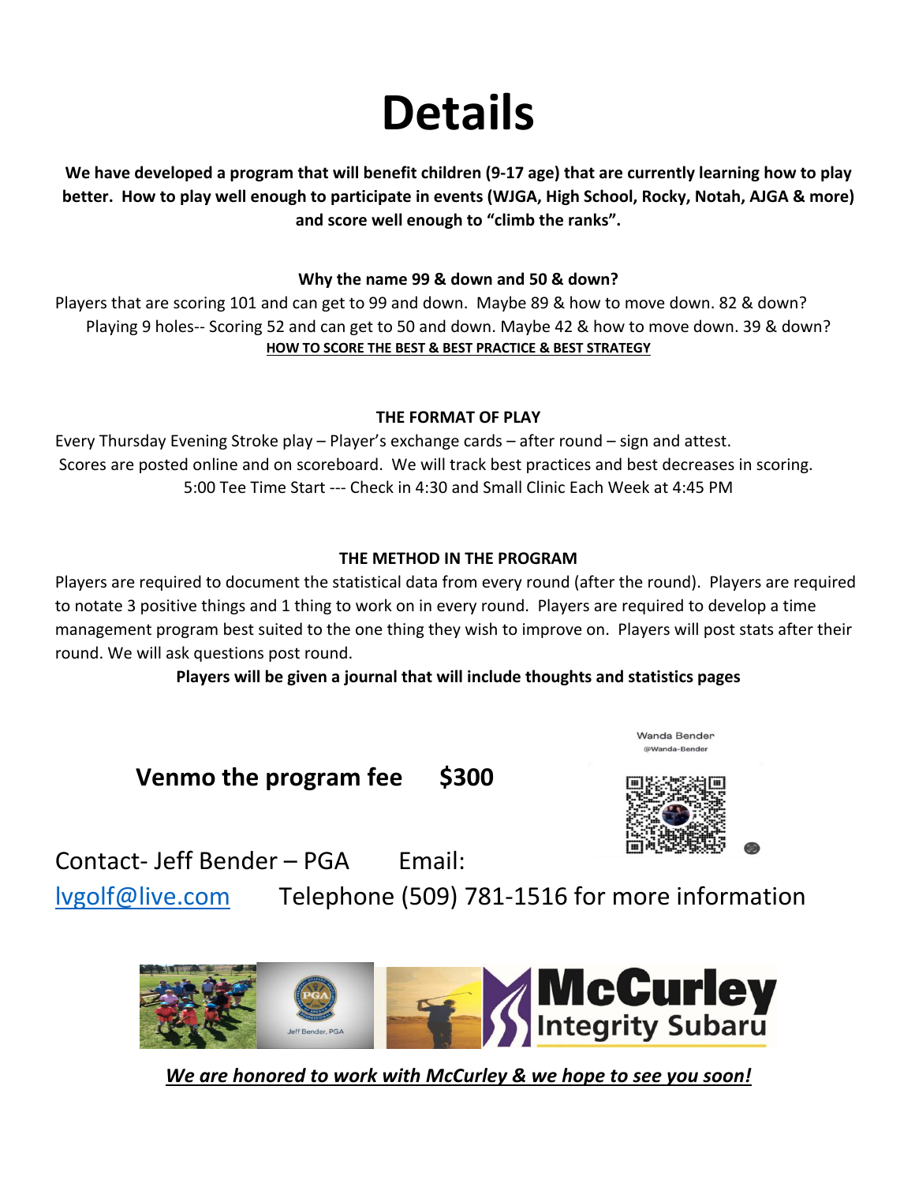# Details

**We have developed a program that will benefit children (9-17 age) that are currently learning how to play better. How to play well enough to participate in events (WJGA, High School, Rocky, Notah, AJGA & more) and score well enough to "climb the ranks".**

### Why the name 99 & down and 50 & down?

Players that are scoring 101 and can get to 99 and down. Maybe 89 & how to move down. 82 & down?

Playing 9 holes-- Scoring 52 and can get to 50 and down. Maybe 42 & how to move down. 39 & down?

**HOW TO SCORE THE BEST & BEST PRACTICE & BEST STRATEGY**

### THE FORMAT OF PLAY

Every Thursday Evening Stroke play – Player's exchange cards – after round – sign and attest.

Scores are posted online and on scoreboard. We will track best practices and best decreases in scoring.

5:00 Tee Time Start --- Check in 4:30 and Small Clinic Each Week at 4:45 PM

### THE METHOD IN THE PROGRAM

Players are required to document the statistical data from every round (after the round). Players are required to notate 3 positive things and 1 thing to work on in every round. Players are required to develop a time management program best suited to the one thing they wish to improve on. Players will post stats after their round. We will ask questions post round.

**Players will be given a journal that will include thoughts and statistics pages**

Wanda Bender
@Wanda-Bender

**Venmo the program fee $300**

Contact- Jeff Bender – PGA Email: lvgolf@live.com Telephone (509) 781-1516 for more information

Jeff Bender, PGA

McCurley Integrity Subaru

***We are honored to work with McCurley & we hope to see you soon!***